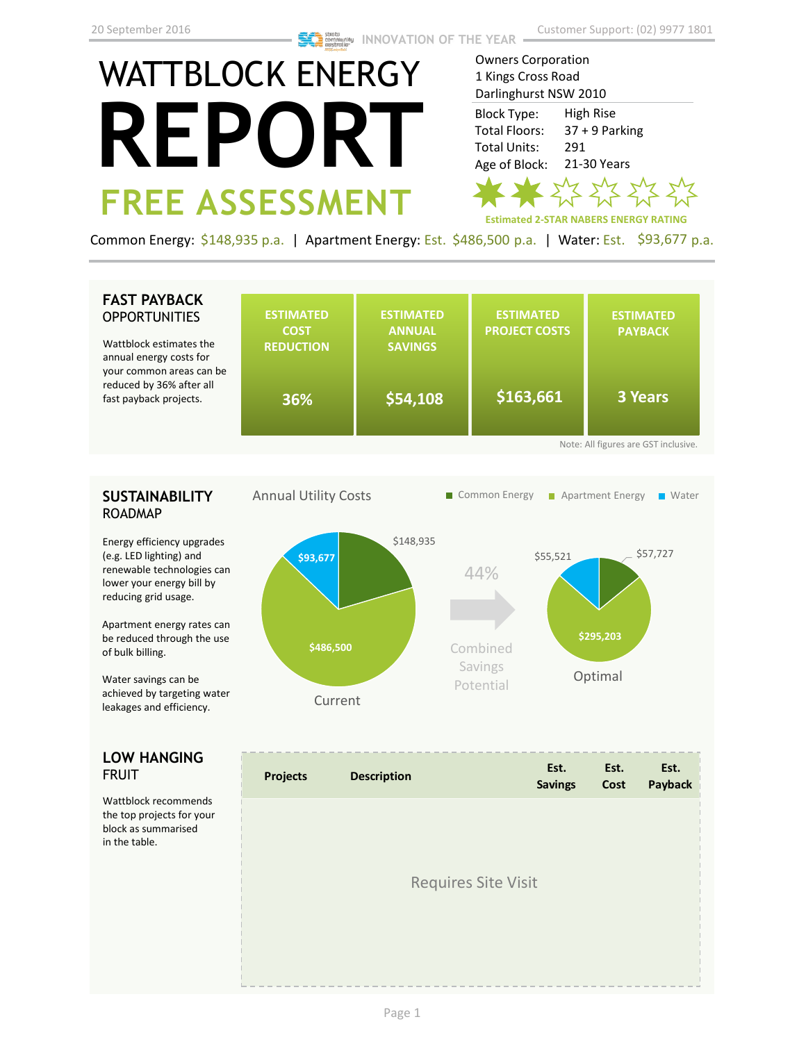20 September 2016

INNOVATION OF THE YEAR

Customer Support: (02) 9977 1801

# WATTBLOCK ENERGY REPORT

## FREE ASSESSMENT

Owners Corporation
1 Kings Cross Road
Darlinghurst NSW 2010

| | |
|---|---|
| Block Type: | High Rise |
| Total Floors: | 37 + 9 Parking |
| Total Units: | 291 |
| Age of Block: | 21-30 Years |

**Estimated 2-STAR NABERS ENERGY RATING**

Common Energy: $148,935 p.a. | Apartment Energy: Est. $486,500 p.a. | Water: Est. $93,677 p.a.

## FAST PAYBACK OPPORTUNITIES

Wattblock estimates the annual energy costs for your common areas can be reduced by 36% after all fast payback projects.

| ESTIMATED COST REDUCTION | ESTIMATED ANNUAL SAVINGS | ESTIMATED PROJECT COSTS | ESTIMATED PAYBACK |
|---|---|---|---|
| 36% | $54,108 | $163,661 | 3 Years |

Note: All figures are GST inclusive.

## SUSTAINABILITY ROADMAP

Energy efficiency upgrades (e.g. LED lighting) and renewable technologies can lower your energy bill by reducing grid usage.

Apartment energy rates can be reduced through the use of bulk billing.

Water savings can be achieved by targeting water leakages and efficiency.

Annual Utility Costs

Legend: Common Energy, Apartment Energy, Water

Current: Common Energy $148,935; Apartment Energy $486,500; Water $93,677

44% Combined Savings Potential

Optimal: Common Energy $57,727; Apartment Energy $295,203; Water $55,521

## LOW HANGING FRUIT

Wattblock recommends the top projects for your block as summarised in the table.

| Projects | Description | Est. Savings | Est. Cost | Est. Payback |
|---|---|---|---|---|
| Requires Site Visit | | | | |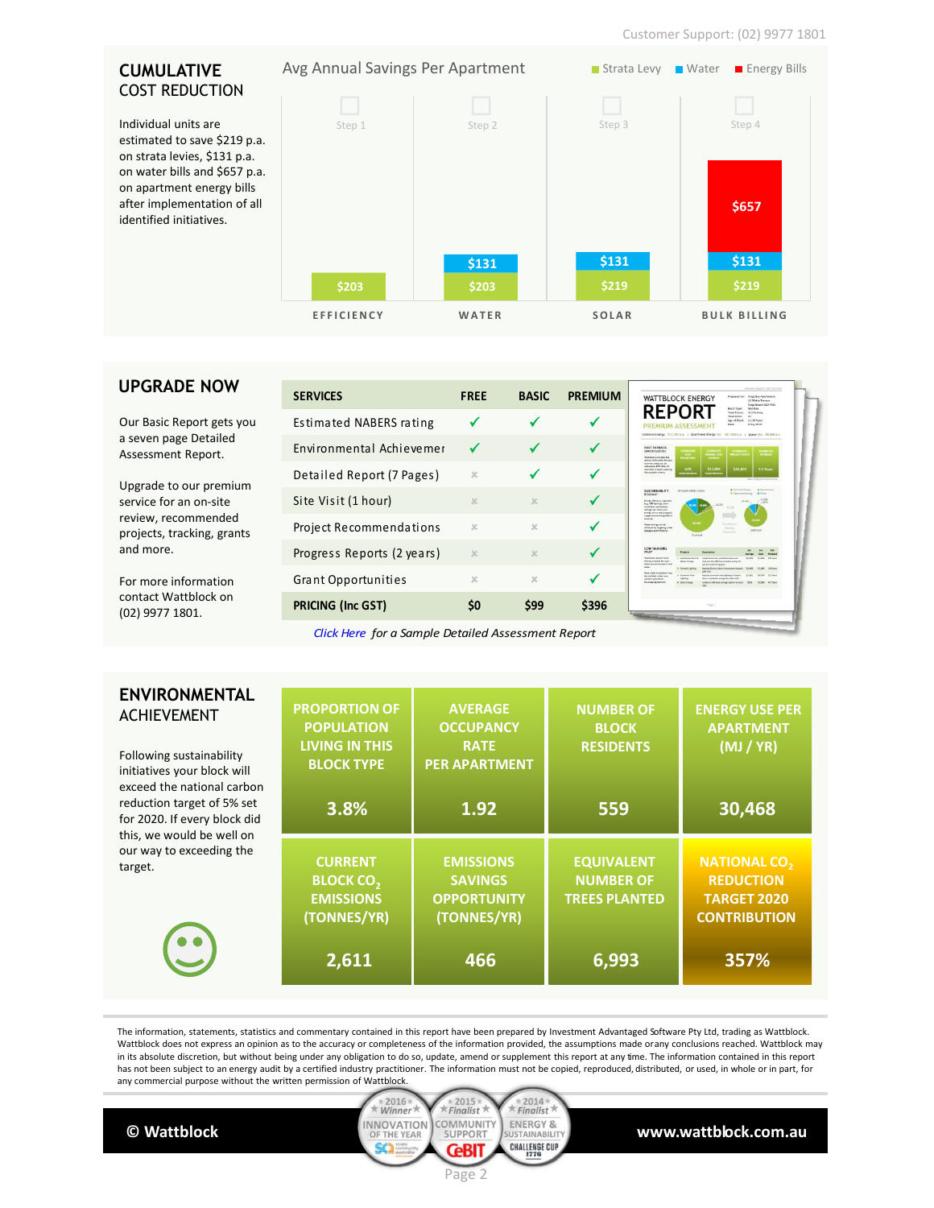## CUMULATIVE COST REDUCTION

Individual units are estimated to save $219 p.a. on strata levies, $131 p.a. on water bills and $657 p.a. on apartment energy bills after implementation of all identified initiatives.

Avg Annual Savings Per Apartment

Strata Levy   Water   Energy Bills

Step 1   Step 2   Step 3   Step 4

$203   $131   $203   $131   $219   $657   $131   $219

EFFICIENCY   WATER   SOLAR   BULK BILLING

## UPGRADE NOW

Our Basic Report gets you a seven page Detailed Assessment Report.

Upgrade to our premium service for an on-site review, recommended projects, tracking, grants and more.

For more information contact Wattblock on (02) 9977 1801.

| SERVICES | FREE | BASIC | PREMIUM |
|---|---|---|---|
| Estimated NABERS rating | ✓ | ✓ | ✓ |
| Environmental Achievemer | ✓ | ✓ | ✓ |
| Detailed Report (7 Pages) | × | ✓ | ✓ |
| Site Visit (1 hour) | × | × | ✓ |
| Project Recommendations | × | × | ✓ |
| Progress Reports (2 years) | × | × | ✓ |
| Grant Opportunities | × | × | ✓ |
| **PRICING (Inc GST)** | **$0** | **$99** | **$396** |

*Click Here for a Sample Detailed Assessment Report*

## ENVIRONMENTAL ACHIEVEMENT

Following sustainability initiatives your block will exceed the national carbon reduction target of 5% set for 2020. If every block did this, we would be well on our way to exceeding the target.

| | | | |
|---|---|---|---|
| PROPORTION OF POPULATION LIVING IN THIS BLOCK TYPE<br>3.8% | AVERAGE OCCUPANCY RATE PER APARTMENT<br>1.92 | NUMBER OF BLOCK RESIDENTS<br>559 | ENERGY USE PER APARTMENT (MJ / YR)<br>30,468 |
| CURRENT BLOCK $CO_2$ EMISSIONS (TONNES/YR)<br>2,611 | EMISSIONS SAVINGS OPPORTUNITY (TONNES/YR)<br>466 | EQUIVALENT NUMBER OF TREES PLANTED<br>6,993 | NATIONAL $CO_2$ REDUCTION TARGET 2020 CONTRIBUTION<br>357% |

The information, statements, statistics and commentary contained in this report have been prepared by Investment Advantaged Software Pty Ltd, trading as Wattblock. Wattblock does not express an opinion as to the accuracy or completeness of the information provided, the assumptions made orany conclusions reached. Wattblock may in its absolute discretion, but without being under any obligation to do so, update, amend or supplement this report at any time. The information contained in this report has not been subject to an energy audit by a certified industry practitioner. The information must not be copied, reproduced, distributed, or used, in whole or in part, for any commercial purpose without the written permission of Wattblock.

© Wattblock   www.wattblock.com.au